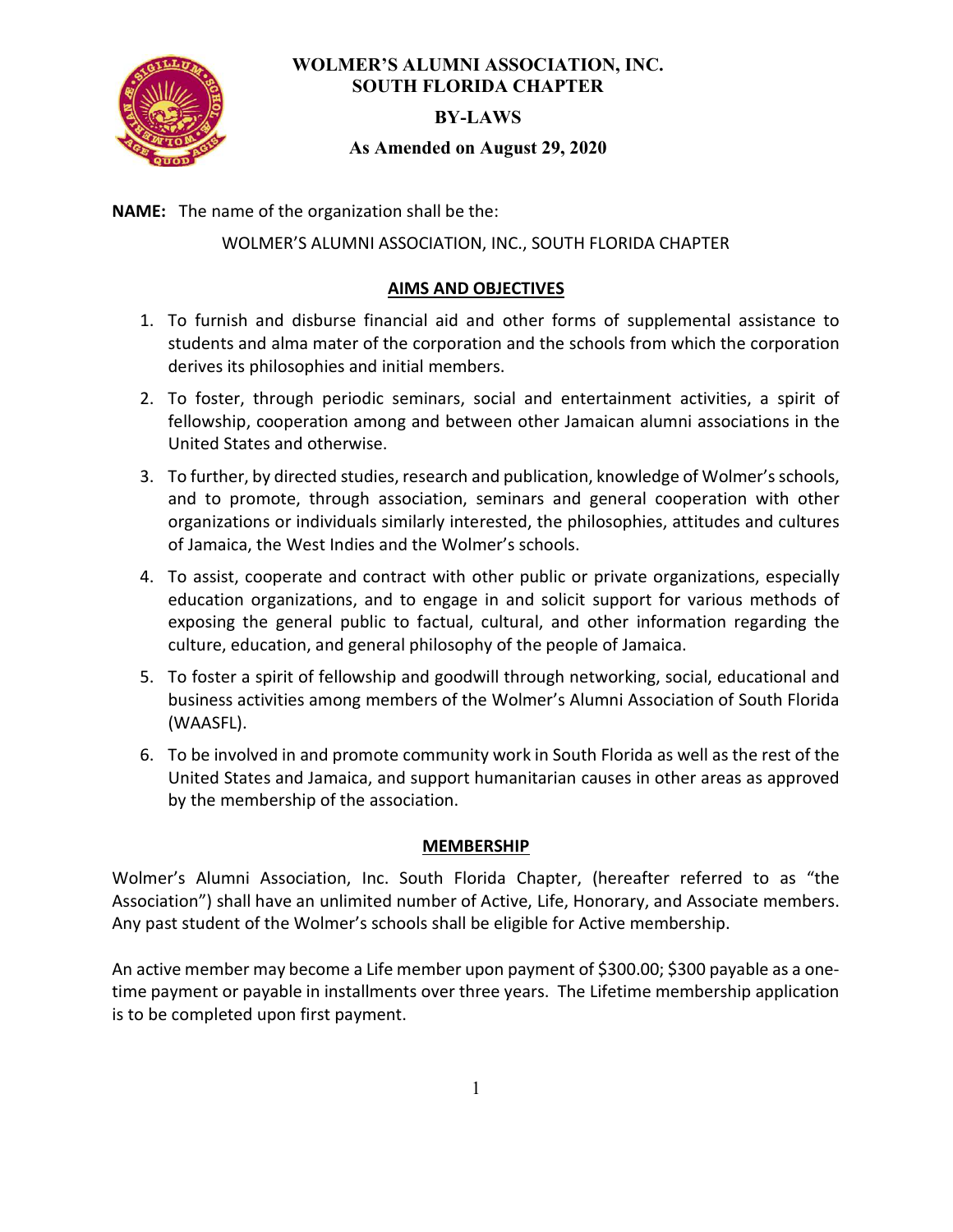# WOLMER'S ALUMNI ASSOCIATION, INC.
# SOUTH FLORIDA CHAPTER

## BY-LAWS

**As Amended on August 29, 2020**

**NAME:** The name of the organization shall be the:

WOLMER'S ALUMNI ASSOCIATION, INC., SOUTH FLORIDA CHAPTER

## AIMS AND OBJECTIVES

1. To furnish and disburse financial aid and other forms of supplemental assistance to students and alma mater of the corporation and the schools from which the corporation derives its philosophies and initial members.
2. To foster, through periodic seminars, social and entertainment activities, a spirit of fellowship, cooperation among and between other Jamaican alumni associations in the United States and otherwise.
3. To further, by directed studies, research and publication, knowledge of Wolmer's schools, and to promote, through association, seminars and general cooperation with other organizations or individuals similarly interested, the philosophies, attitudes and cultures of Jamaica, the West Indies and the Wolmer's schools.
4. To assist, cooperate and contract with other public or private organizations, especially education organizations, and to engage in and solicit support for various methods of exposing the general public to factual, cultural, and other information regarding the culture, education, and general philosophy of the people of Jamaica.
5. To foster a spirit of fellowship and goodwill through networking, social, educational and business activities among members of the Wolmer's Alumni Association of South Florida (WAASFL).
6. To be involved in and promote community work in South Florida as well as the rest of the United States and Jamaica, and support humanitarian causes in other areas as approved by the membership of the association.

## MEMBERSHIP

Wolmer's Alumni Association, Inc. South Florida Chapter, (hereafter referred to as "the Association") shall have an unlimited number of Active, Life, Honorary, and Associate members. Any past student of the Wolmer's schools shall be eligible for Active membership.

An active member may become a Life member upon payment of $300.00; $300 payable as a one-time payment or payable in installments over three years. The Lifetime membership application is to be completed upon first payment.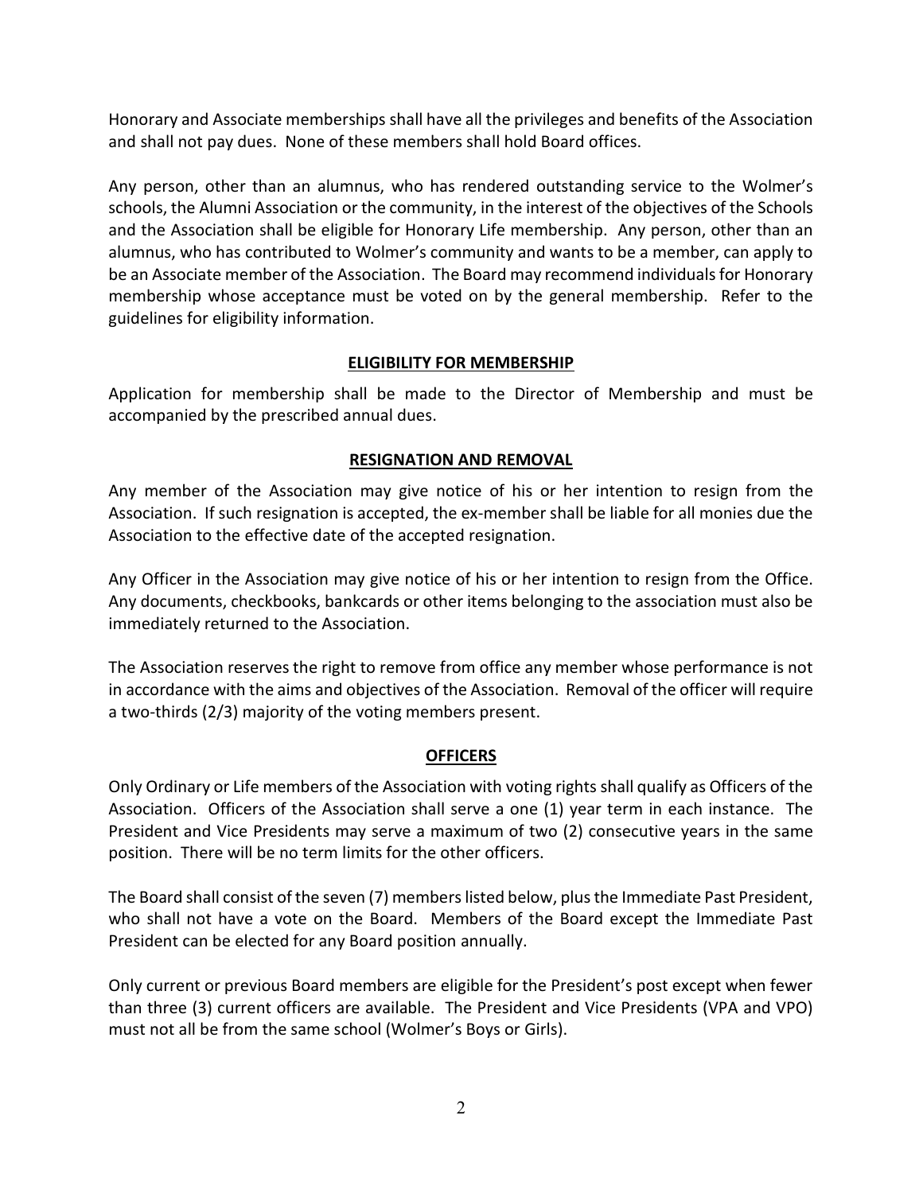Honorary and Associate memberships shall have all the privileges and benefits of the Association and shall not pay dues. None of these members shall hold Board offices.

Any person, other than an alumnus, who has rendered outstanding service to the Wolmer's schools, the Alumni Association or the community, in the interest of the objectives of the Schools and the Association shall be eligible for Honorary Life membership. Any person, other than an alumnus, who has contributed to Wolmer's community and wants to be a member, can apply to be an Associate member of the Association. The Board may recommend individuals for Honorary membership whose acceptance must be voted on by the general membership. Refer to the guidelines for eligibility information.

## ELIGIBILITY FOR MEMBERSHIP

Application for membership shall be made to the Director of Membership and must be accompanied by the prescribed annual dues.

## RESIGNATION AND REMOVAL

Any member of the Association may give notice of his or her intention to resign from the Association. If such resignation is accepted, the ex-member shall be liable for all monies due the Association to the effective date of the accepted resignation.

Any Officer in the Association may give notice of his or her intention to resign from the Office. Any documents, checkbooks, bankcards or other items belonging to the association must also be immediately returned to the Association.

The Association reserves the right to remove from office any member whose performance is not in accordance with the aims and objectives of the Association. Removal of the officer will require a two-thirds (2/3) majority of the voting members present.

## OFFICERS

Only Ordinary or Life members of the Association with voting rights shall qualify as Officers of the Association. Officers of the Association shall serve a one (1) year term in each instance. The President and Vice Presidents may serve a maximum of two (2) consecutive years in the same position. There will be no term limits for the other officers.

The Board shall consist of the seven (7) members listed below, plus the Immediate Past President, who shall not have a vote on the Board. Members of the Board except the Immediate Past President can be elected for any Board position annually.

Only current or previous Board members are eligible for the President's post except when fewer than three (3) current officers are available. The President and Vice Presidents (VPA and VPO) must not all be from the same school (Wolmer's Boys or Girls).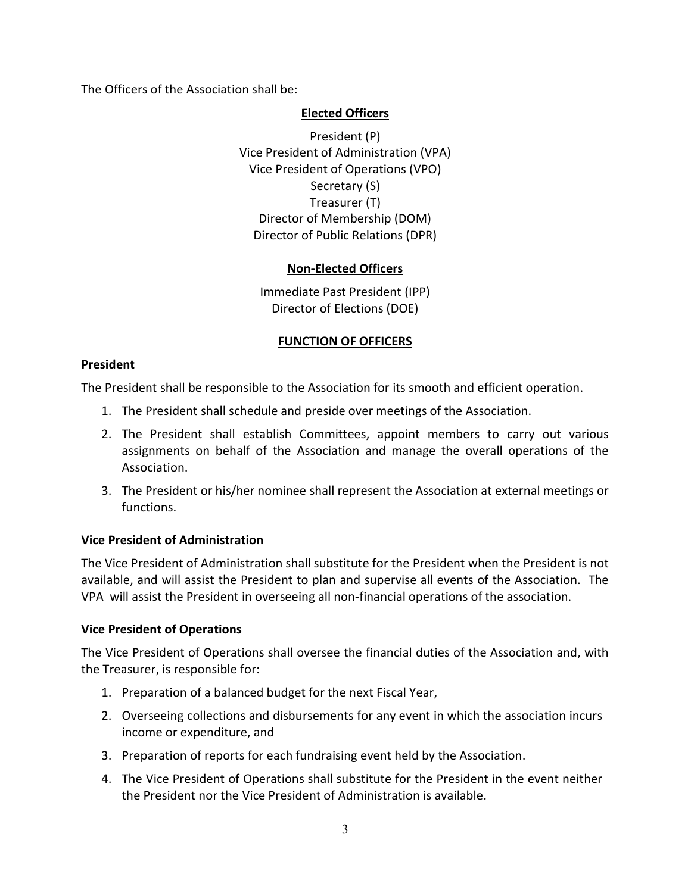The Officers of the Association shall be:

**Elected Officers**

President (P)
Vice President of Administration (VPA)
Vice President of Operations (VPO)
Secretary (S)
Treasurer (T)
Director of Membership (DOM)
Director of Public Relations (DPR)

**Non-Elected Officers**

Immediate Past President (IPP)
Director of Elections (DOE)

## FUNCTION OF OFFICERS

### President

The President shall be responsible to the Association for its smooth and efficient operation.

1. The President shall schedule and preside over meetings of the Association.
2. The President shall establish Committees, appoint members to carry out various assignments on behalf of the Association and manage the overall operations of the Association.
3. The President or his/her nominee shall represent the Association at external meetings or functions.

### Vice President of Administration

The Vice President of Administration shall substitute for the President when the President is not available, and will assist the President to plan and supervise all events of the Association. The VPA will assist the President in overseeing all non-financial operations of the association.

### Vice President of Operations

The Vice President of Operations shall oversee the financial duties of the Association and, with the Treasurer, is responsible for:

1. Preparation of a balanced budget for the next Fiscal Year,
2. Overseeing collections and disbursements for any event in which the association incurs income or expenditure, and
3. Preparation of reports for each fundraising event held by the Association.
4. The Vice President of Operations shall substitute for the President in the event neither the President nor the Vice President of Administration is available.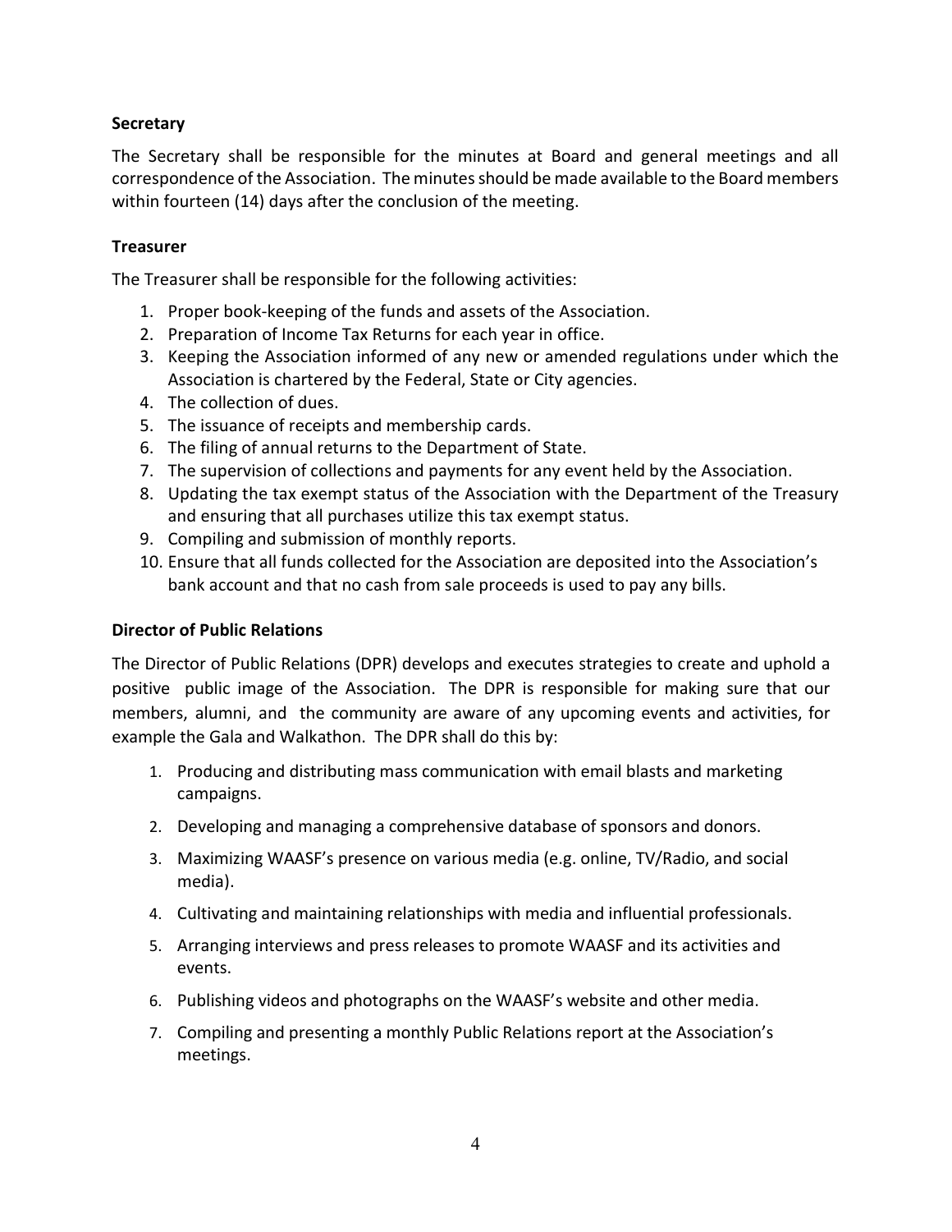**Secretary**

The Secretary shall be responsible for the minutes at Board and general meetings and all correspondence of the Association. The minutes should be made available to the Board members within fourteen (14) days after the conclusion of the meeting.

**Treasurer**

The Treasurer shall be responsible for the following activities:

1. Proper book-keeping of the funds and assets of the Association.
2. Preparation of Income Tax Returns for each year in office.
3. Keeping the Association informed of any new or amended regulations under which the Association is chartered by the Federal, State or City agencies.
4. The collection of dues.
5. The issuance of receipts and membership cards.
6. The filing of annual returns to the Department of State.
7. The supervision of collections and payments for any event held by the Association.
8. Updating the tax exempt status of the Association with the Department of the Treasury and ensuring that all purchases utilize this tax exempt status.
9. Compiling and submission of monthly reports.
10. Ensure that all funds collected for the Association are deposited into the Association's bank account and that no cash from sale proceeds is used to pay any bills.

**Director of Public Relations**

The Director of Public Relations (DPR) develops and executes strategies to create and uphold a positive public image of the Association. The DPR is responsible for making sure that our members, alumni, and the community are aware of any upcoming events and activities, for example the Gala and Walkathon. The DPR shall do this by:

1. Producing and distributing mass communication with email blasts and marketing campaigns.
2. Developing and managing a comprehensive database of sponsors and donors.
3. Maximizing WAASF's presence on various media (e.g. online, TV/Radio, and social media).
4. Cultivating and maintaining relationships with media and influential professionals.
5. Arranging interviews and press releases to promote WAASF and its activities and events.
6. Publishing videos and photographs on the WAASF's website and other media.
7. Compiling and presenting a monthly Public Relations report at the Association's meetings.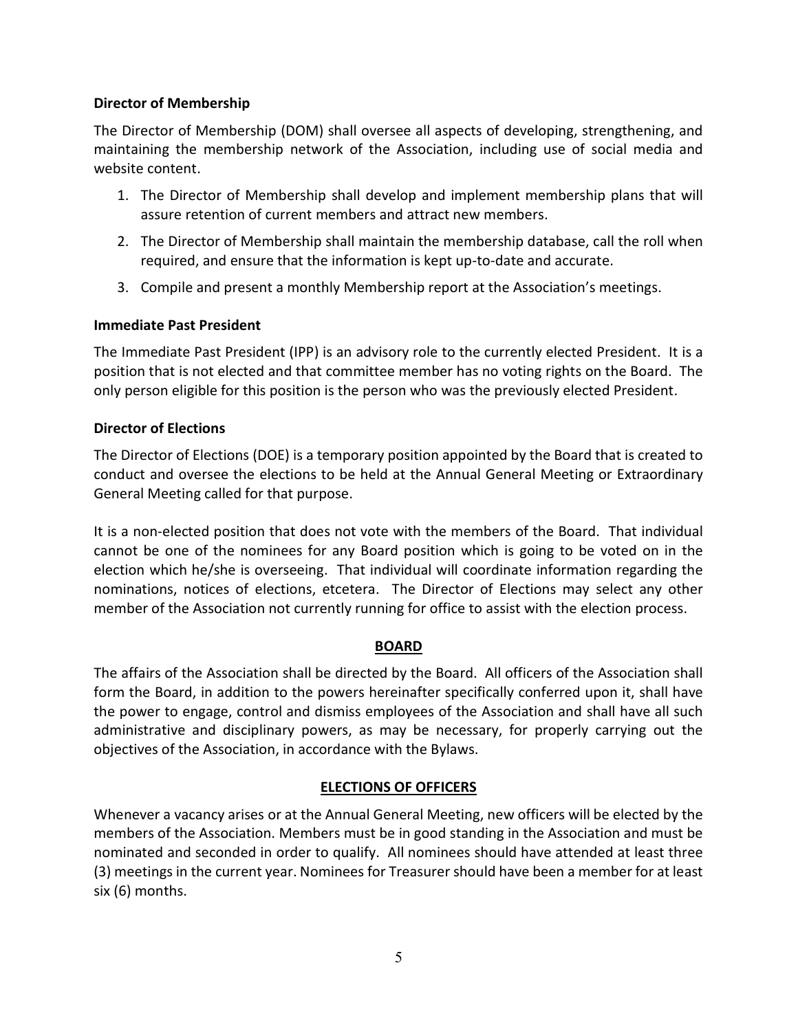**Director of Membership**

The Director of Membership (DOM) shall oversee all aspects of developing, strengthening, and maintaining the membership network of the Association, including use of social media and website content.

1. The Director of Membership shall develop and implement membership plans that will assure retention of current members and attract new members.
2. The Director of Membership shall maintain the membership database, call the roll when required, and ensure that the information is kept up-to-date and accurate.
3. Compile and present a monthly Membership report at the Association's meetings.

**Immediate Past President**

The Immediate Past President (IPP) is an advisory role to the currently elected President. It is a position that is not elected and that committee member has no voting rights on the Board. The only person eligible for this position is the person who was the previously elected President.

**Director of Elections**

The Director of Elections (DOE) is a temporary position appointed by the Board that is created to conduct and oversee the elections to be held at the Annual General Meeting or Extraordinary General Meeting called for that purpose.

It is a non-elected position that does not vote with the members of the Board. That individual cannot be one of the nominees for any Board position which is going to be voted on in the election which he/she is overseeing. That individual will coordinate information regarding the nominations, notices of elections, etcetera. The Director of Elections may select any other member of the Association not currently running for office to assist with the election process.

## BOARD

The affairs of the Association shall be directed by the Board. All officers of the Association shall form the Board, in addition to the powers hereinafter specifically conferred upon it, shall have the power to engage, control and dismiss employees of the Association and shall have all such administrative and disciplinary powers, as may be necessary, for properly carrying out the objectives of the Association, in accordance with the Bylaws.

## ELECTIONS OF OFFICERS

Whenever a vacancy arises or at the Annual General Meeting, new officers will be elected by the members of the Association. Members must be in good standing in the Association and must be nominated and seconded in order to qualify. All nominees should have attended at least three (3) meetings in the current year. Nominees for Treasurer should have been a member for at least six (6) months.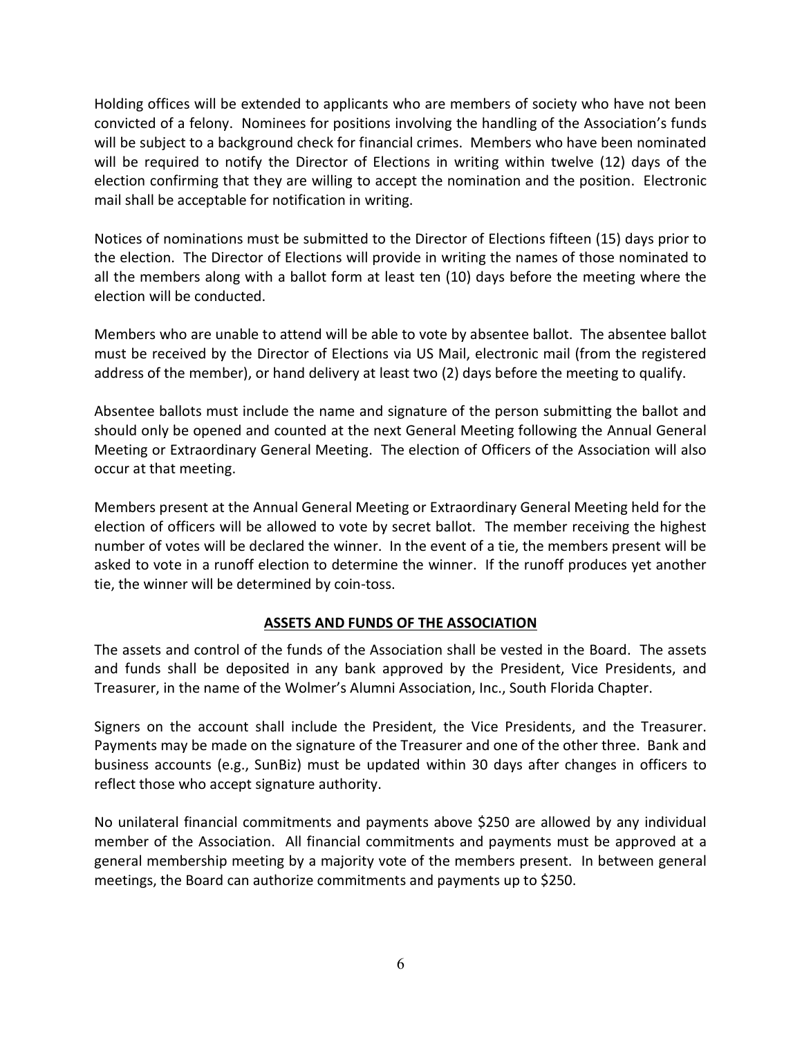Holding offices will be extended to applicants who are members of society who have not been convicted of a felony. Nominees for positions involving the handling of the Association's funds will be subject to a background check for financial crimes. Members who have been nominated will be required to notify the Director of Elections in writing within twelve (12) days of the election confirming that they are willing to accept the nomination and the position. Electronic mail shall be acceptable for notification in writing.

Notices of nominations must be submitted to the Director of Elections fifteen (15) days prior to the election. The Director of Elections will provide in writing the names of those nominated to all the members along with a ballot form at least ten (10) days before the meeting where the election will be conducted.

Members who are unable to attend will be able to vote by absentee ballot. The absentee ballot must be received by the Director of Elections via US Mail, electronic mail (from the registered address of the member), or hand delivery at least two (2) days before the meeting to qualify.

Absentee ballots must include the name and signature of the person submitting the ballot and should only be opened and counted at the next General Meeting following the Annual General Meeting or Extraordinary General Meeting. The election of Officers of the Association will also occur at that meeting.

Members present at the Annual General Meeting or Extraordinary General Meeting held for the election of officers will be allowed to vote by secret ballot. The member receiving the highest number of votes will be declared the winner. In the event of a tie, the members present will be asked to vote in a runoff election to determine the winner. If the runoff produces yet another tie, the winner will be determined by coin-toss.

## ASSETS AND FUNDS OF THE ASSOCIATION

The assets and control of the funds of the Association shall be vested in the Board. The assets and funds shall be deposited in any bank approved by the President, Vice Presidents, and Treasurer, in the name of the Wolmer's Alumni Association, Inc., South Florida Chapter.

Signers on the account shall include the President, the Vice Presidents, and the Treasurer. Payments may be made on the signature of the Treasurer and one of the other three. Bank and business accounts (e.g., SunBiz) must be updated within 30 days after changes in officers to reflect those who accept signature authority.

No unilateral financial commitments and payments above $250 are allowed by any individual member of the Association. All financial commitments and payments must be approved at a general membership meeting by a majority vote of the members present. In between general meetings, the Board can authorize commitments and payments up to $250.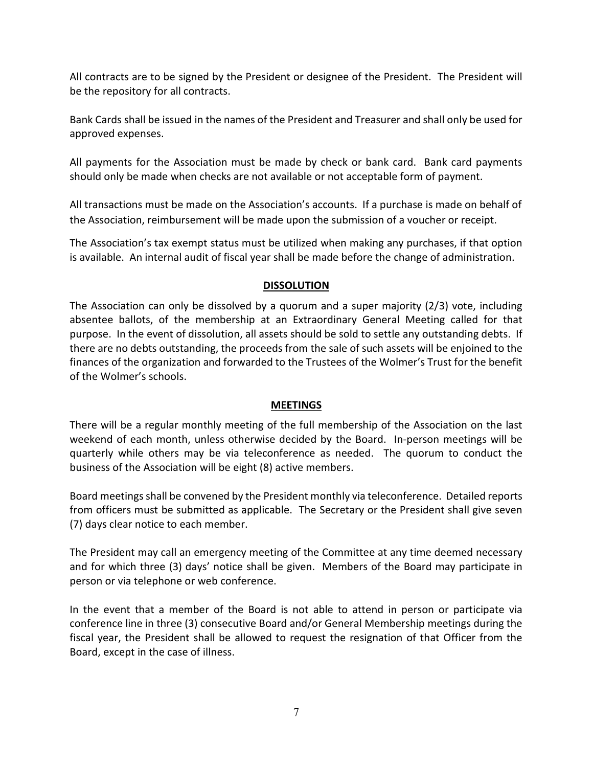All contracts are to be signed by the President or designee of the President. The President will be the repository for all contracts.

Bank Cards shall be issued in the names of the President and Treasurer and shall only be used for approved expenses.

All payments for the Association must be made by check or bank card. Bank card payments should only be made when checks are not available or not acceptable form of payment.

All transactions must be made on the Association's accounts. If a purchase is made on behalf of the Association, reimbursement will be made upon the submission of a voucher or receipt.

The Association's tax exempt status must be utilized when making any purchases, if that option is available. An internal audit of fiscal year shall be made before the change of administration.

## DISSOLUTION

The Association can only be dissolved by a quorum and a super majority (2/3) vote, including absentee ballots, of the membership at an Extraordinary General Meeting called for that purpose. In the event of dissolution, all assets should be sold to settle any outstanding debts. If there are no debts outstanding, the proceeds from the sale of such assets will be enjoined to the finances of the organization and forwarded to the Trustees of the Wolmer's Trust for the benefit of the Wolmer's schools.

## MEETINGS

There will be a regular monthly meeting of the full membership of the Association on the last weekend of each month, unless otherwise decided by the Board. In-person meetings will be quarterly while others may be via teleconference as needed. The quorum to conduct the business of the Association will be eight (8) active members.

Board meetings shall be convened by the President monthly via teleconference. Detailed reports from officers must be submitted as applicable. The Secretary or the President shall give seven (7) days clear notice to each member.

The President may call an emergency meeting of the Committee at any time deemed necessary and for which three (3) days' notice shall be given. Members of the Board may participate in person or via telephone or web conference.

In the event that a member of the Board is not able to attend in person or participate via conference line in three (3) consecutive Board and/or General Membership meetings during the fiscal year, the President shall be allowed to request the resignation of that Officer from the Board, except in the case of illness.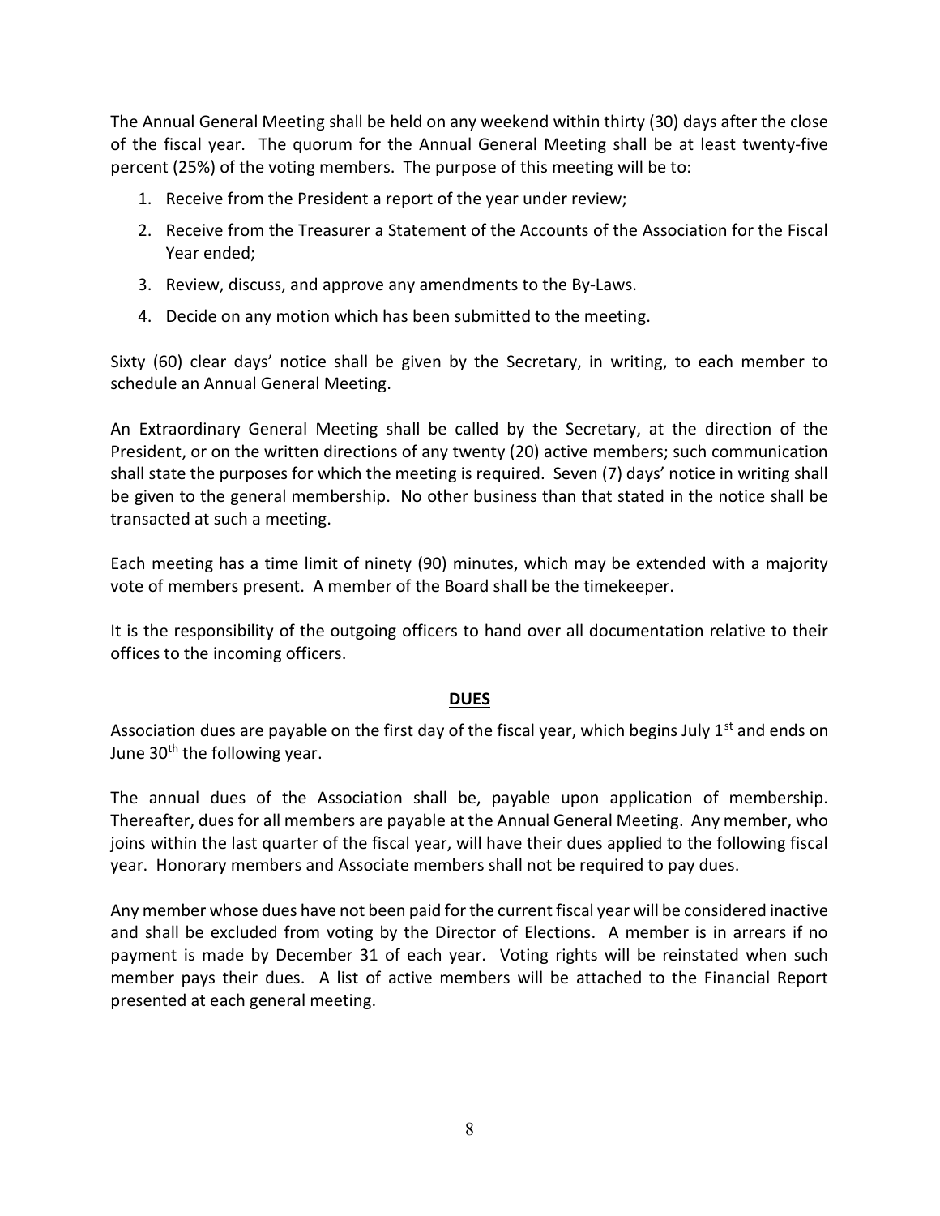The Annual General Meeting shall be held on any weekend within thirty (30) days after the close of the fiscal year. The quorum for the Annual General Meeting shall be at least twenty-five percent (25%) of the voting members. The purpose of this meeting will be to:

1. Receive from the President a report of the year under review;
2. Receive from the Treasurer a Statement of the Accounts of the Association for the Fiscal Year ended;
3. Review, discuss, and approve any amendments to the By-Laws.
4. Decide on any motion which has been submitted to the meeting.

Sixty (60) clear days' notice shall be given by the Secretary, in writing, to each member to schedule an Annual General Meeting.

An Extraordinary General Meeting shall be called by the Secretary, at the direction of the President, or on the written directions of any twenty (20) active members; such communication shall state the purposes for which the meeting is required. Seven (7) days' notice in writing shall be given to the general membership. No other business than that stated in the notice shall be transacted at such a meeting.

Each meeting has a time limit of ninety (90) minutes, which may be extended with a majority vote of members present. A member of the Board shall be the timekeeper.

It is the responsibility of the outgoing officers to hand over all documentation relative to their offices to the incoming officers.

## DUES

Association dues are payable on the first day of the fiscal year, which begins July 1st and ends on June 30th the following year.

The annual dues of the Association shall be, payable upon application of membership. Thereafter, dues for all members are payable at the Annual General Meeting. Any member, who joins within the last quarter of the fiscal year, will have their dues applied to the following fiscal year. Honorary members and Associate members shall not be required to pay dues.

Any member whose dues have not been paid for the current fiscal year will be considered inactive and shall be excluded from voting by the Director of Elections. A member is in arrears if no payment is made by December 31 of each year. Voting rights will be reinstated when such member pays their dues. A list of active members will be attached to the Financial Report presented at each general meeting.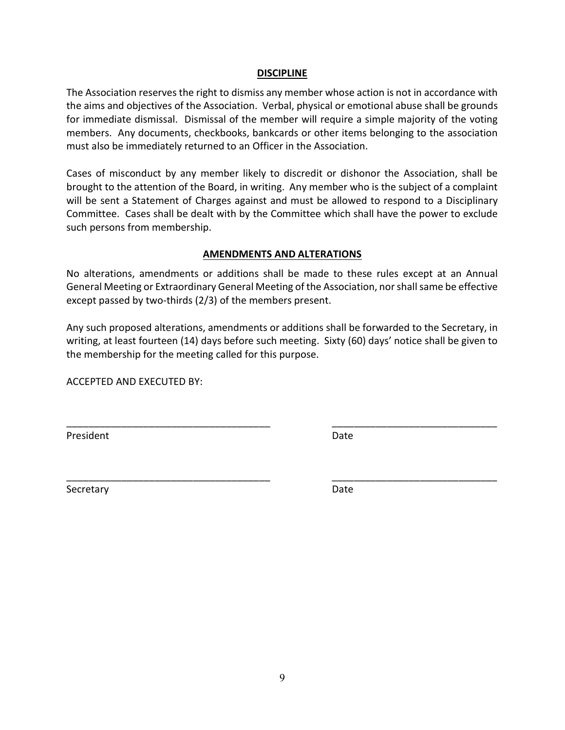## DISCIPLINE

The Association reserves the right to dismiss any member whose action is not in accordance with the aims and objectives of the Association. Verbal, physical or emotional abuse shall be grounds for immediate dismissal. Dismissal of the member will require a simple majority of the voting members. Any documents, checkbooks, bankcards or other items belonging to the association must also be immediately returned to an Officer in the Association.

Cases of misconduct by any member likely to discredit or dishonor the Association, shall be brought to the attention of the Board, in writing. Any member who is the subject of a complaint will be sent a Statement of Charges against and must be allowed to respond to a Disciplinary Committee. Cases shall be dealt with by the Committee which shall have the power to exclude such persons from membership.

## AMENDMENTS AND ALTERATIONS

No alterations, amendments or additions shall be made to these rules except at an Annual General Meeting or Extraordinary General Meeting of the Association, nor shall same be effective except passed by two-thirds (2/3) of the members present.

Any such proposed alterations, amendments or additions shall be forwarded to the Secretary, in writing, at least fourteen (14) days before such meeting. Sixty (60) days' notice shall be given to the membership for the meeting called for this purpose.

ACCEPTED AND EXECUTED BY:

_____________________________________ _____________________________

President Date

_____________________________________ _____________________________

Secretary Date